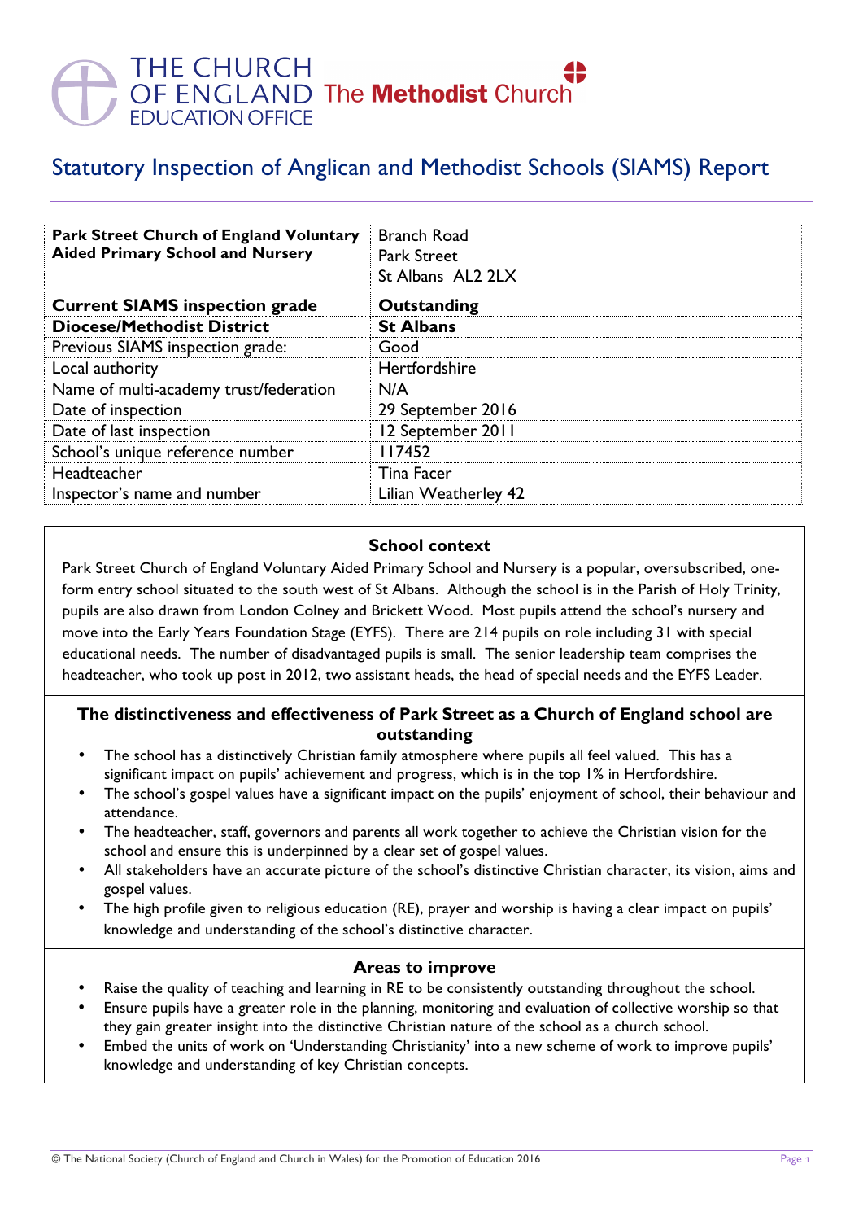THE CHURCH OF ENGLAND EDUCATION OFFICE The Methodist Church

# Statutory Inspection of Anglican and Methodist Schools (SIAMS) Report

| **Park Street Church of England Voluntary Aided Primary School and Nursery** | Branch Road<br>Park Street<br>St Albans AL2 2LX |
|---|---|
| **Current SIAMS inspection grade** | **Outstanding** |
| **Diocese/Methodist District** | **St Albans** |
| Previous SIAMS inspection grade: | Good |
| Local authority | Hertfordshire |
| Name of multi-academy trust/federation | N/A |
| Date of inspection | 29 September 2016 |
| Date of last inspection | 12 September 2011 |
| School's unique reference number | 117452 |
| Headteacher | Tina Facer |
| Inspector's name and number | Lilian Weatherley 42 |

## School context

Park Street Church of England Voluntary Aided Primary School and Nursery is a popular, oversubscribed, one-form entry school situated to the south west of St Albans. Although the school is in the Parish of Holy Trinity, pupils are also drawn from London Colney and Brickett Wood. Most pupils attend the school's nursery and move into the Early Years Foundation Stage (EYFS). There are 214 pupils on role including 31 with special educational needs. The number of disadvantaged pupils is small. The senior leadership team comprises the headteacher, who took up post in 2012, two assistant heads, the head of special needs and the EYFS Leader.

## The distinctiveness and effectiveness of Park Street as a Church of England school are outstanding

- The school has a distinctively Christian family atmosphere where pupils all feel valued. This has a significant impact on pupils' achievement and progress, which is in the top 1% in Hertfordshire.
- The school's gospel values have a significant impact on the pupils' enjoyment of school, their behaviour and attendance.
- The headteacher, staff, governors and parents all work together to achieve the Christian vision for the school and ensure this is underpinned by a clear set of gospel values.
- All stakeholders have an accurate picture of the school's distinctive Christian character, its vision, aims and gospel values.
- The high profile given to religious education (RE), prayer and worship is having a clear impact on pupils' knowledge and understanding of the school's distinctive character.

## Areas to improve

- Raise the quality of teaching and learning in RE to be consistently outstanding throughout the school.
- Ensure pupils have a greater role in the planning, monitoring and evaluation of collective worship so that they gain greater insight into the distinctive Christian nature of the school as a church school.
- Embed the units of work on 'Understanding Christianity' into a new scheme of work to improve pupils' knowledge and understanding of key Christian concepts.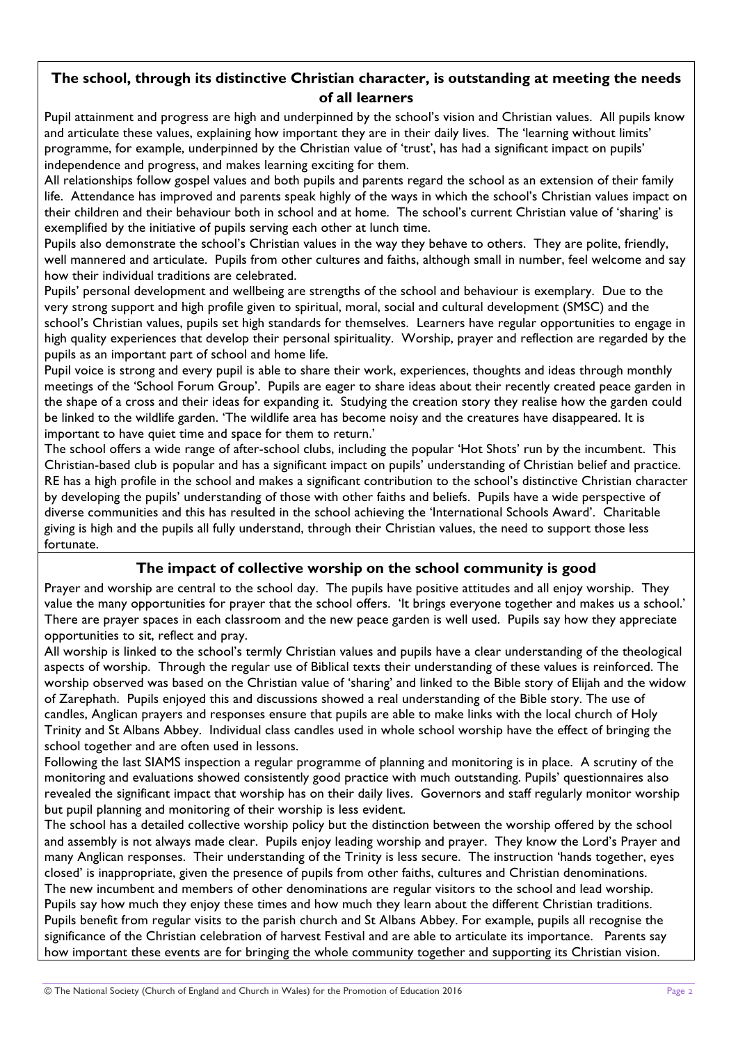## The school, through its distinctive Christian character, is outstanding at meeting the needs of all learners

Pupil attainment and progress are high and underpinned by the school's vision and Christian values. All pupils know and articulate these values, explaining how important they are in their daily lives. The 'learning without limits' programme, for example, underpinned by the Christian value of 'trust', has had a significant impact on pupils' independence and progress, and makes learning exciting for them.

All relationships follow gospel values and both pupils and parents regard the school as an extension of their family life. Attendance has improved and parents speak highly of the ways in which the school's Christian values impact on their children and their behaviour both in school and at home. The school's current Christian value of 'sharing' is exemplified by the initiative of pupils serving each other at lunch time.

Pupils also demonstrate the school's Christian values in the way they behave to others. They are polite, friendly, well mannered and articulate. Pupils from other cultures and faiths, although small in number, feel welcome and say how their individual traditions are celebrated.

Pupils' personal development and wellbeing are strengths of the school and behaviour is exemplary. Due to the very strong support and high profile given to spiritual, moral, social and cultural development (SMSC) and the school's Christian values, pupils set high standards for themselves. Learners have regular opportunities to engage in high quality experiences that develop their personal spirituality. Worship, prayer and reflection are regarded by the pupils as an important part of school and home life.

Pupil voice is strong and every pupil is able to share their work, experiences, thoughts and ideas through monthly meetings of the 'School Forum Group'. Pupils are eager to share ideas about their recently created peace garden in the shape of a cross and their ideas for expanding it. Studying the creation story they realise how the garden could be linked to the wildlife garden. 'The wildlife area has become noisy and the creatures have disappeared. It is important to have quiet time and space for them to return.'

The school offers a wide range of after-school clubs, including the popular 'Hot Shots' run by the incumbent. This Christian-based club is popular and has a significant impact on pupils' understanding of Christian belief and practice. RE has a high profile in the school and makes a significant contribution to the school's distinctive Christian character by developing the pupils' understanding of those with other faiths and beliefs. Pupils have a wide perspective of diverse communities and this has resulted in the school achieving the 'International Schools Award'. Charitable giving is high and the pupils all fully understand, through their Christian values, the need to support those less fortunate.

## The impact of collective worship on the school community is good

Prayer and worship are central to the school day. The pupils have positive attitudes and all enjoy worship. They value the many opportunities for prayer that the school offers. 'It brings everyone together and makes us a school.' There are prayer spaces in each classroom and the new peace garden is well used. Pupils say how they appreciate opportunities to sit, reflect and pray.

All worship is linked to the school's termly Christian values and pupils have a clear understanding of the theological aspects of worship. Through the regular use of Biblical texts their understanding of these values is reinforced. The worship observed was based on the Christian value of 'sharing' and linked to the Bible story of Elijah and the widow of Zarephath. Pupils enjoyed this and discussions showed a real understanding of the Bible story. The use of candles, Anglican prayers and responses ensure that pupils are able to make links with the local church of Holy Trinity and St Albans Abbey. Individual class candles used in whole school worship have the effect of bringing the school together and are often used in lessons.

Following the last SIAMS inspection a regular programme of planning and monitoring is in place. A scrutiny of the monitoring and evaluations showed consistently good practice with much outstanding. Pupils' questionnaires also revealed the significant impact that worship has on their daily lives. Governors and staff regularly monitor worship but pupil planning and monitoring of their worship is less evident.

The school has a detailed collective worship policy but the distinction between the worship offered by the school and assembly is not always made clear. Pupils enjoy leading worship and prayer. They know the Lord's Prayer and many Anglican responses. Their understanding of the Trinity is less secure. The instruction 'hands together, eyes closed' is inappropriate, given the presence of pupils from other faiths, cultures and Christian denominations.

The new incumbent and members of other denominations are regular visitors to the school and lead worship. Pupils say how much they enjoy these times and how much they learn about the different Christian traditions. Pupils benefit from regular visits to the parish church and St Albans Abbey. For example, pupils all recognise the significance of the Christian celebration of harvest Festival and are able to articulate its importance. Parents say how important these events are for bringing the whole community together and supporting its Christian vision.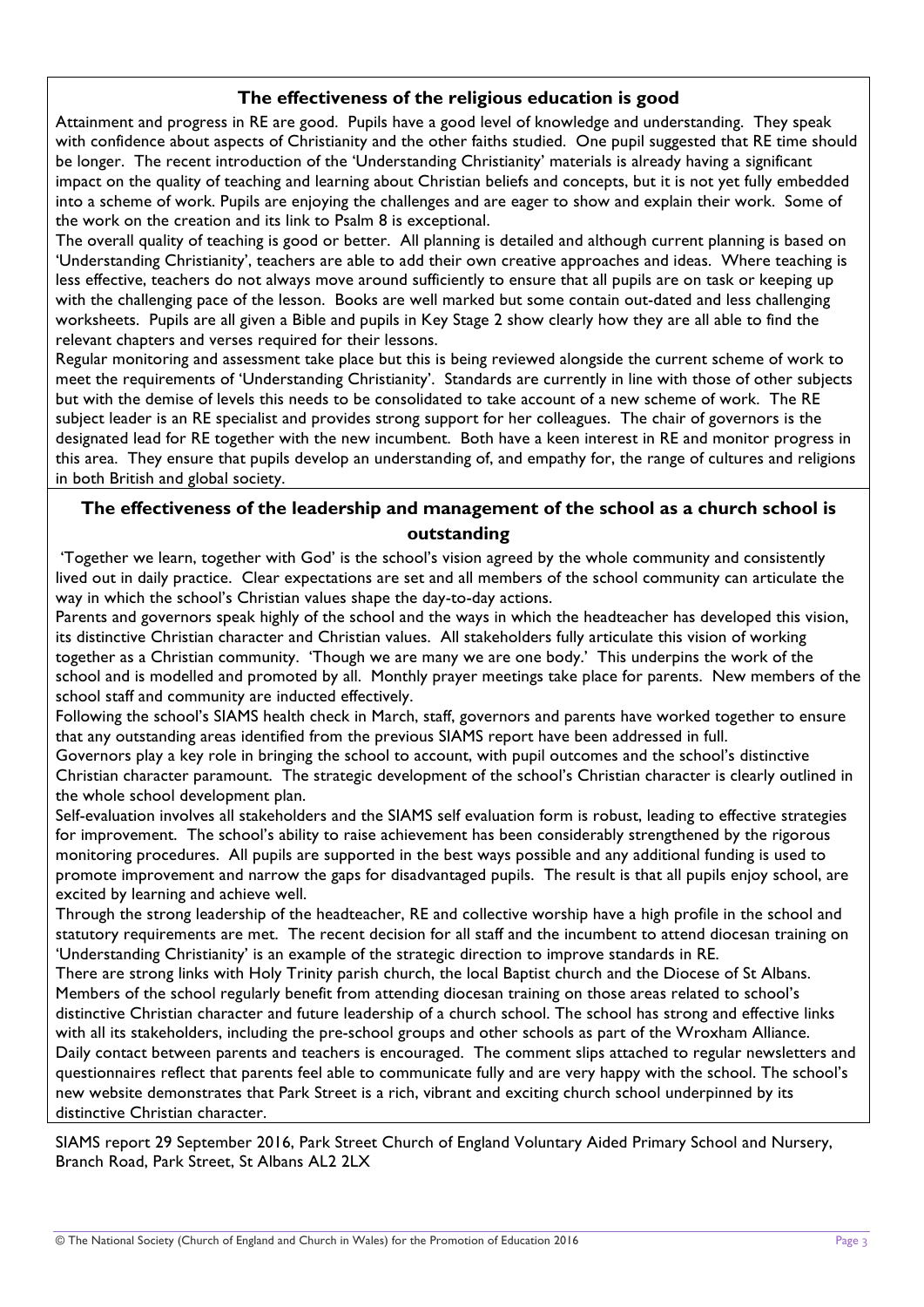## The effectiveness of the religious education is good

Attainment and progress in RE are good. Pupils have a good level of knowledge and understanding. They speak with confidence about aspects of Christianity and the other faiths studied. One pupil suggested that RE time should be longer. The recent introduction of the 'Understanding Christianity' materials is already having a significant impact on the quality of teaching and learning about Christian beliefs and concepts, but it is not yet fully embedded into a scheme of work. Pupils are enjoying the challenges and are eager to show and explain their work. Some of the work on the creation and its link to Psalm 8 is exceptional.

The overall quality of teaching is good or better. All planning is detailed and although current planning is based on 'Understanding Christianity', teachers are able to add their own creative approaches and ideas. Where teaching is less effective, teachers do not always move around sufficiently to ensure that all pupils are on task or keeping up with the challenging pace of the lesson. Books are well marked but some contain out-dated and less challenging worksheets. Pupils are all given a Bible and pupils in Key Stage 2 show clearly how they are all able to find the relevant chapters and verses required for their lessons.

Regular monitoring and assessment take place but this is being reviewed alongside the current scheme of work to meet the requirements of 'Understanding Christianity'. Standards are currently in line with those of other subjects but with the demise of levels this needs to be consolidated to take account of a new scheme of work. The RE subject leader is an RE specialist and provides strong support for her colleagues. The chair of governors is the designated lead for RE together with the new incumbent. Both have a keen interest in RE and monitor progress in this area. They ensure that pupils develop an understanding of, and empathy for, the range of cultures and religions in both British and global society.

## The effectiveness of the leadership and management of the school as a church school is outstanding

'Together we learn, together with God' is the school's vision agreed by the whole community and consistently lived out in daily practice. Clear expectations are set and all members of the school community can articulate the way in which the school's Christian values shape the day-to-day actions.

Parents and governors speak highly of the school and the ways in which the headteacher has developed this vision, its distinctive Christian character and Christian values. All stakeholders fully articulate this vision of working together as a Christian community. 'Though we are many we are one body.' This underpins the work of the school and is modelled and promoted by all. Monthly prayer meetings take place for parents. New members of the school staff and community are inducted effectively.

Following the school's SIAMS health check in March, staff, governors and parents have worked together to ensure that any outstanding areas identified from the previous SIAMS report have been addressed in full.

Governors play a key role in bringing the school to account, with pupil outcomes and the school's distinctive Christian character paramount. The strategic development of the school's Christian character is clearly outlined in the whole school development plan.

Self-evaluation involves all stakeholders and the SIAMS self evaluation form is robust, leading to effective strategies for improvement. The school's ability to raise achievement has been considerably strengthened by the rigorous monitoring procedures. All pupils are supported in the best ways possible and any additional funding is used to promote improvement and narrow the gaps for disadvantaged pupils. The result is that all pupils enjoy school, are excited by learning and achieve well.

Through the strong leadership of the headteacher, RE and collective worship have a high profile in the school and statutory requirements are met. The recent decision for all staff and the incumbent to attend diocesan training on 'Understanding Christianity' is an example of the strategic direction to improve standards in RE.

There are strong links with Holy Trinity parish church, the local Baptist church and the Diocese of St Albans. Members of the school regularly benefit from attending diocesan training on those areas related to school's distinctive Christian character and future leadership of a church school. The school has strong and effective links with all its stakeholders, including the pre-school groups and other schools as part of the Wroxham Alliance. Daily contact between parents and teachers is encouraged. The comment slips attached to regular newsletters and questionnaires reflect that parents feel able to communicate fully and are very happy with the school. The school's new website demonstrates that Park Street is a rich, vibrant and exciting church school underpinned by its distinctive Christian character.

SIAMS report 29 September 2016, Park Street Church of England Voluntary Aided Primary School and Nursery, Branch Road, Park Street, St Albans AL2 2LX